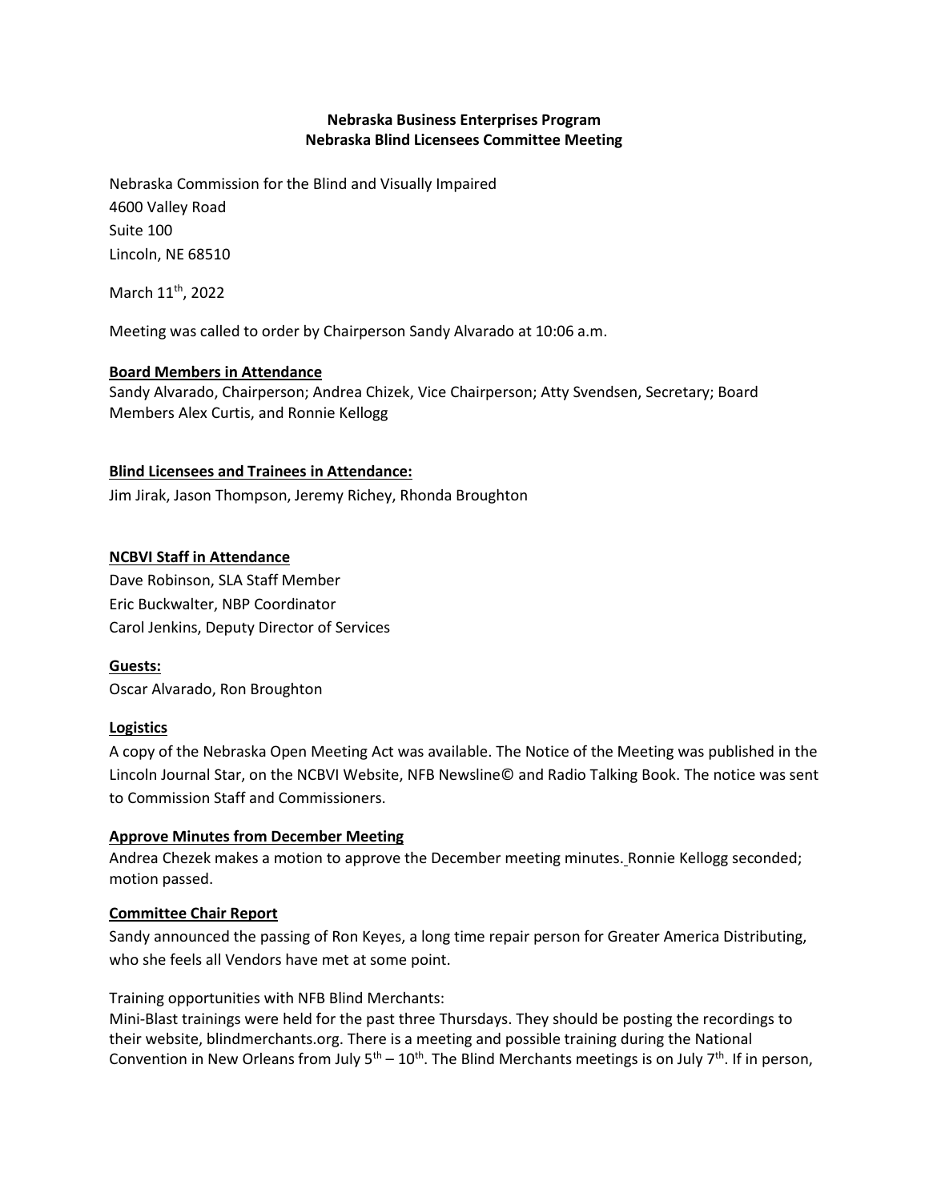**Nebraska Business Enterprises Program**
**Nebraska Blind Licensees Committee Meeting**

Nebraska Commission for the Blind and Visually Impaired
4600 Valley Road
Suite 100
Lincoln, NE 68510

March 11th, 2022

Meeting was called to order by Chairperson Sandy Alvarado at 10:06 a.m.

**Board Members in Attendance**

Sandy Alvarado, Chairperson; Andrea Chizek, Vice Chairperson; Atty Svendsen, Secretary; Board Members Alex Curtis, and Ronnie Kellogg

**Blind Licensees and Trainees in Attendance:**

Jim Jirak, Jason Thompson, Jeremy Richey, Rhonda Broughton

**NCBVI Staff in Attendance**

Dave Robinson, SLA Staff Member
Eric Buckwalter, NBP Coordinator
Carol Jenkins, Deputy Director of Services

**Guests:**

Oscar Alvarado, Ron Broughton

**Logistics**

A copy of the Nebraska Open Meeting Act was available. The Notice of the Meeting was published in the Lincoln Journal Star, on the NCBVI Website, NFB Newsline© and Radio Talking Book. The notice was sent to Commission Staff and Commissioners.

**Approve Minutes from December Meeting**

Andrea Chezek makes a motion to approve the December meeting minutes. Ronnie Kellogg seconded; motion passed.

**Committee Chair Report**

Sandy announced the passing of Ron Keyes, a long time repair person for Greater America Distributing, who she feels all Vendors have met at some point.

Training opportunities with NFB Blind Merchants:
Mini-Blast trainings were held for the past three Thursdays. They should be posting the recordings to their website, blindmerchants.org. There is a meeting and possible training during the National Convention in New Orleans from July 5th – 10th. The Blind Merchants meetings is on July 7th. If in person,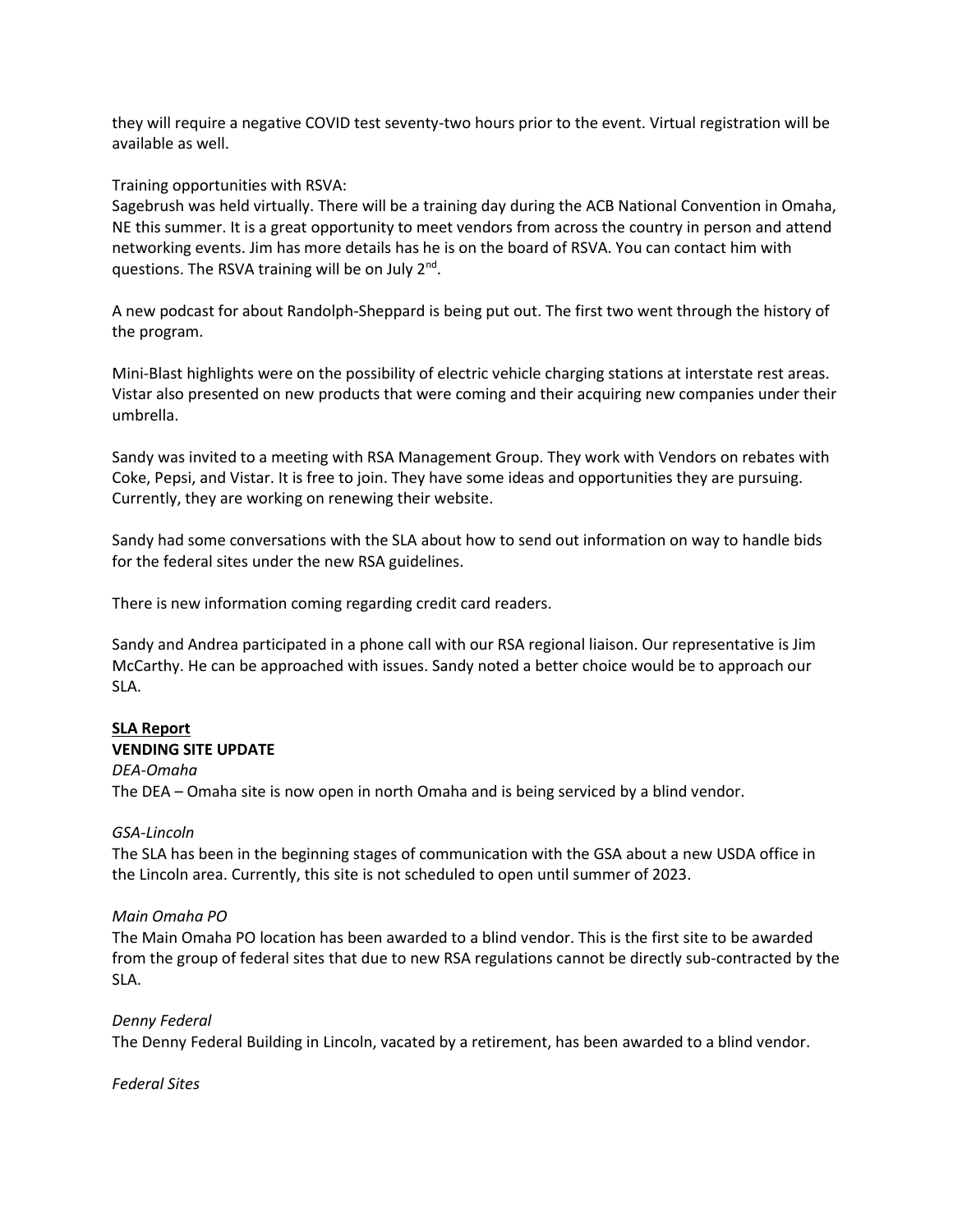they will require a negative COVID test seventy-two hours prior to the event. Virtual registration will be available as well.

Training opportunities with RSVA:
Sagebrush was held virtually. There will be a training day during the ACB National Convention in Omaha, NE this summer. It is a great opportunity to meet vendors from across the country in person and attend networking events. Jim has more details has he is on the board of RSVA. You can contact him with questions. The RSVA training will be on July 2nd.

A new podcast for about Randolph-Sheppard is being put out. The first two went through the history of the program.

Mini-Blast highlights were on the possibility of electric vehicle charging stations at interstate rest areas. Vistar also presented on new products that were coming and their acquiring new companies under their umbrella.

Sandy was invited to a meeting with RSA Management Group. They work with Vendors on rebates with Coke, Pepsi, and Vistar. It is free to join. They have some ideas and opportunities they are pursuing. Currently, they are working on renewing their website.

Sandy had some conversations with the SLA about how to send out information on way to handle bids for the federal sites under the new RSA guidelines.

There is new information coming regarding credit card readers.

Sandy and Andrea participated in a phone call with our RSA regional liaison. Our representative is Jim McCarthy. He can be approached with issues. Sandy noted a better choice would be to approach our SLA.

**SLA Report**

**VENDING SITE UPDATE**

*DEA-Omaha*

The DEA – Omaha site is now open in north Omaha and is being serviced by a blind vendor.

*GSA-Lincoln*

The SLA has been in the beginning stages of communication with the GSA about a new USDA office in the Lincoln area. Currently, this site is not scheduled to open until summer of 2023.

*Main Omaha PO*

The Main Omaha PO location has been awarded to a blind vendor. This is the first site to be awarded from the group of federal sites that due to new RSA regulations cannot be directly sub-contracted by the SLA.

*Denny Federal*

The Denny Federal Building in Lincoln, vacated by a retirement, has been awarded to a blind vendor.

*Federal Sites*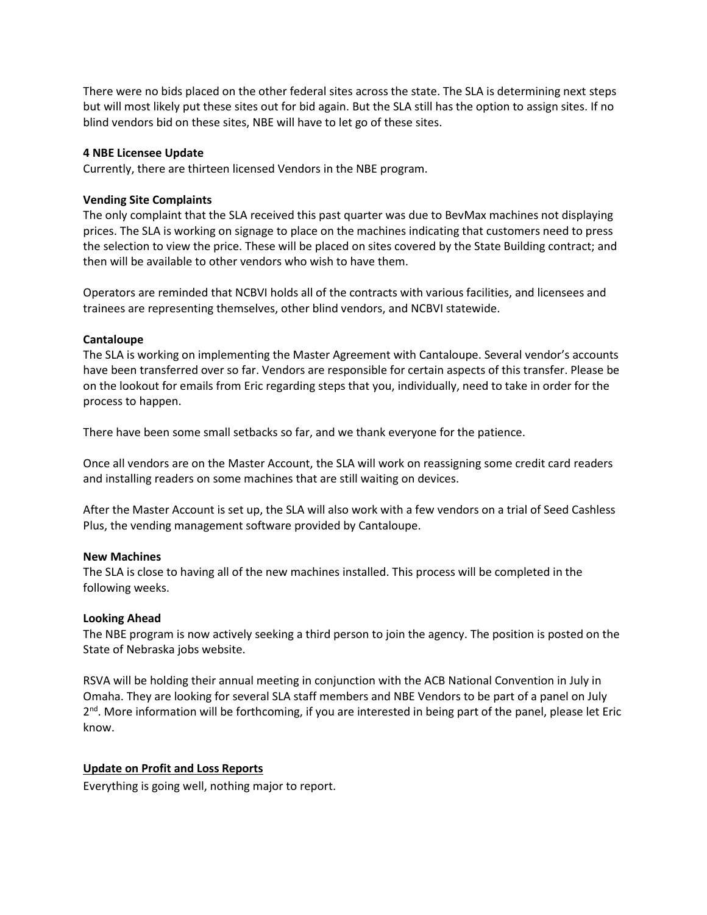There were no bids placed on the other federal sites across the state. The SLA is determining next steps but will most likely put these sites out for bid again. But the SLA still has the option to assign sites. If no blind vendors bid on these sites, NBE will have to let go of these sites.

**4 NBE Licensee Update**

Currently, there are thirteen licensed Vendors in the NBE program.

**Vending Site Complaints**

The only complaint that the SLA received this past quarter was due to BevMax machines not displaying prices. The SLA is working on signage to place on the machines indicating that customers need to press the selection to view the price. These will be placed on sites covered by the State Building contract; and then will be available to other vendors who wish to have them.

Operators are reminded that NCBVI holds all of the contracts with various facilities, and licensees and trainees are representing themselves, other blind vendors, and NCBVI statewide.

**Cantaloupe**

The SLA is working on implementing the Master Agreement with Cantaloupe. Several vendor's accounts have been transferred over so far. Vendors are responsible for certain aspects of this transfer. Please be on the lookout for emails from Eric regarding steps that you, individually, need to take in order for the process to happen.

There have been some small setbacks so far, and we thank everyone for the patience.

Once all vendors are on the Master Account, the SLA will work on reassigning some credit card readers and installing readers on some machines that are still waiting on devices.

After the Master Account is set up, the SLA will also work with a few vendors on a trial of Seed Cashless Plus, the vending management software provided by Cantaloupe.

**New Machines**

The SLA is close to having all of the new machines installed. This process will be completed in the following weeks.

**Looking Ahead**

The NBE program is now actively seeking a third person to join the agency. The position is posted on the State of Nebraska jobs website.

RSVA will be holding their annual meeting in conjunction with the ACB National Convention in July in Omaha. They are looking for several SLA staff members and NBE Vendors to be part of a panel on July 2nd. More information will be forthcoming, if you are interested in being part of the panel, please let Eric know.

**Update on Profit and Loss Reports**

Everything is going well, nothing major to report.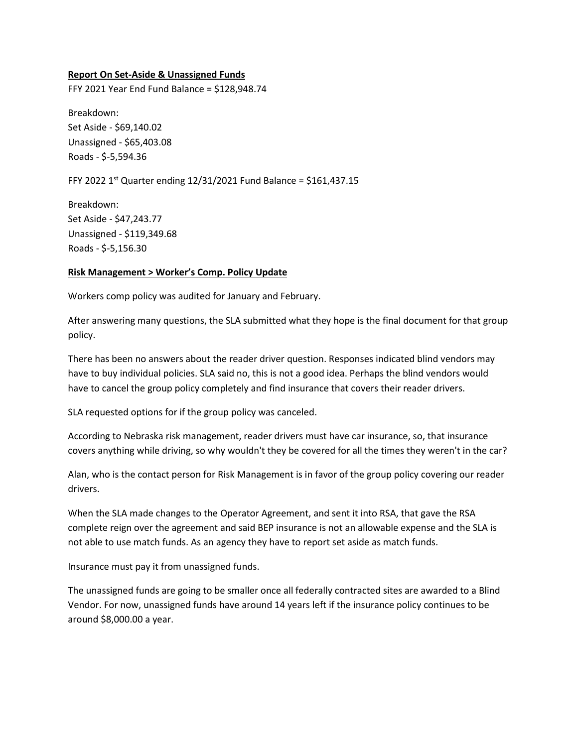**Report On Set-Aside & Unassigned Funds**

FFY 2021 Year End Fund Balance = $128,948.74

Breakdown:
Set Aside - $69,140.02
Unassigned - $65,403.08
Roads - $-5,594.36

FFY 2022 1st Quarter ending 12/31/2021 Fund Balance = $161,437.15

Breakdown:
Set Aside - $47,243.77
Unassigned - $119,349.68
Roads - $-5,156.30

**Risk Management > Worker's Comp. Policy Update**

Workers comp policy was audited for January and February.

After answering many questions, the SLA submitted what they hope is the final document for that group policy.

There has been no answers about the reader driver question. Responses indicated blind vendors may have to buy individual policies. SLA said no, this is not a good idea. Perhaps the blind vendors would have to cancel the group policy completely and find insurance that covers their reader drivers.

SLA requested options for if the group policy was canceled.

According to Nebraska risk management, reader drivers must have car insurance, so, that insurance covers anything while driving, so why wouldn't they be covered for all the times they weren't in the car?

Alan, who is the contact person for Risk Management is in favor of the group policy covering our reader drivers.

When the SLA made changes to the Operator Agreement, and sent it into RSA, that gave the RSA complete reign over the agreement and said BEP insurance is not an allowable expense and the SLA is not able to use match funds. As an agency they have to report set aside as match funds.

Insurance must pay it from unassigned funds.

The unassigned funds are going to be smaller once all federally contracted sites are awarded to a Blind Vendor. For now, unassigned funds have around 14 years left if the insurance policy continues to be around $8,000.00 a year.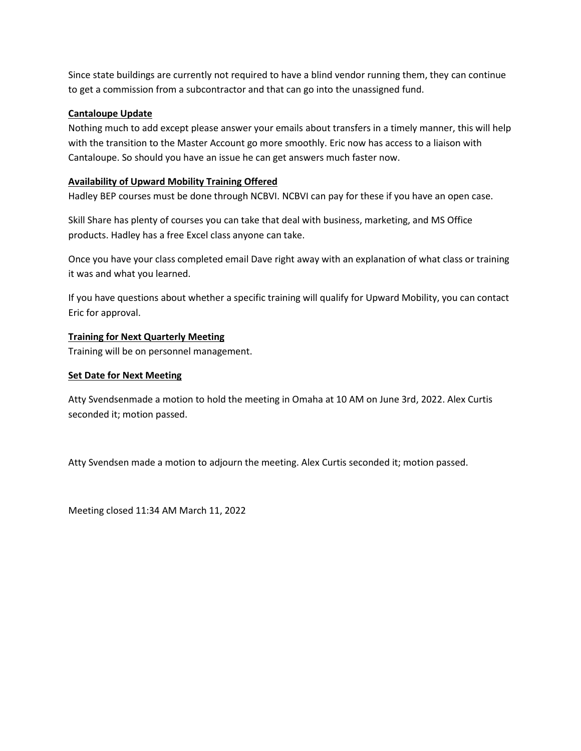Since state buildings are currently not required to have a blind vendor running them, they can continue to get a commission from a subcontractor and that can go into the unassigned fund.

**Cantaloupe Update**

Nothing much to add except please answer your emails about transfers in a timely manner, this will help with the transition to the Master Account go more smoothly. Eric now has access to a liaison with Cantaloupe. So should you have an issue he can get answers much faster now.

**Availability of Upward Mobility Training Offered**

Hadley BEP courses must be done through NCBVI. NCBVI can pay for these if you have an open case.

Skill Share has plenty of courses you can take that deal with business, marketing, and MS Office products. Hadley has a free Excel class anyone can take.

Once you have your class completed email Dave right away with an explanation of what class or training it was and what you learned.

If you have questions about whether a specific training will qualify for Upward Mobility, you can contact Eric for approval.

**Training for Next Quarterly Meeting**

Training will be on personnel management.

**Set Date for Next Meeting**

Atty Svendsenmade a motion to hold the meeting in Omaha at 10 AM on June 3rd, 2022. Alex Curtis seconded it; motion passed.

Atty Svendsen made a motion to adjourn the meeting. Alex Curtis seconded it; motion passed.

Meeting closed 11:34 AM March 11, 2022